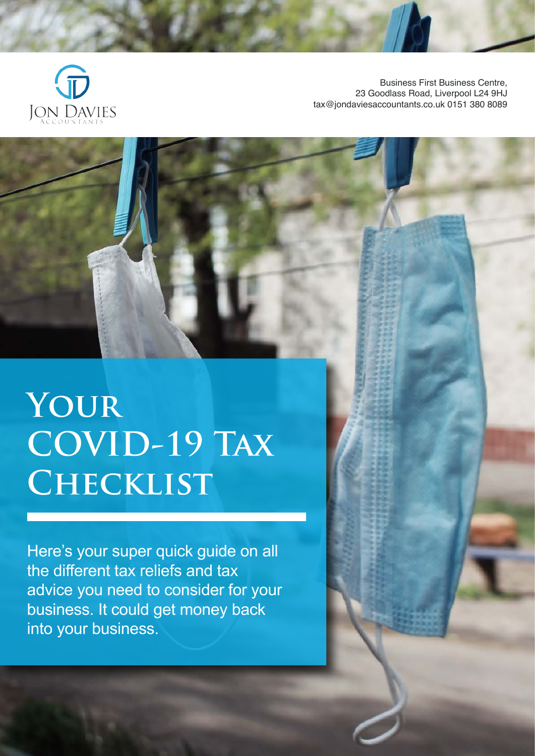Jon Davies Accountants

Business First Business Centre,
23 Goodlass Road, Liverpool L24 9HJ
tax@jondaviesaccountants.co.uk 0151 380 8089

# Your COVID-19 Tax Checklist

Here's your super quick guide on all the different tax reliefs and tax advice you need to consider for your business. It could get money back into your business.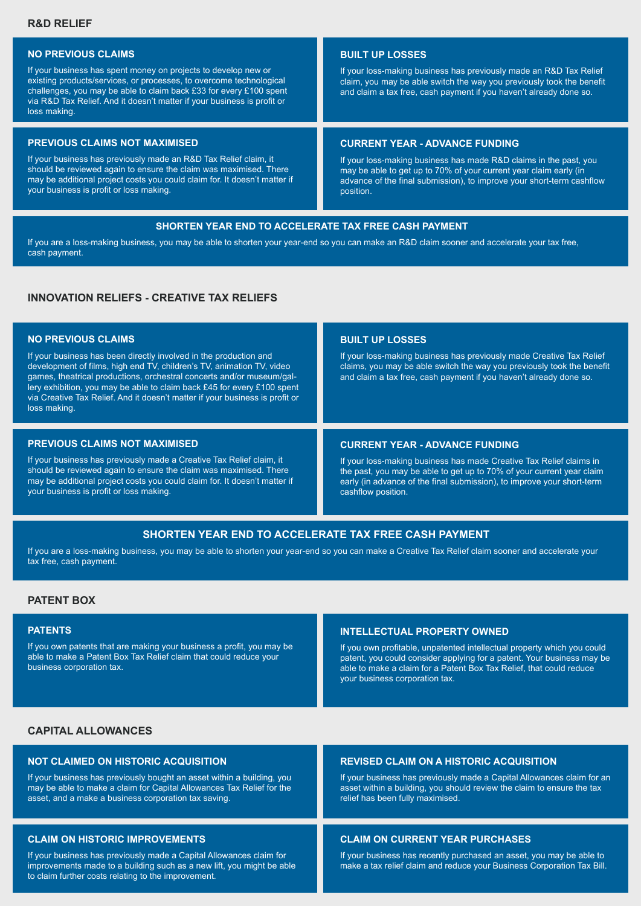## R&D RELIEF

### NO PREVIOUS CLAIMS

If your business has spent money on projects to develop new or existing products/services, or processes, to overcome technological challenges, you may be able to claim back £33 for every £100 spent via R&D Tax Relief. And it doesn't matter if your business is profit or loss making.

### BUILT UP LOSSES

If your loss-making business has previously made an R&D Tax Relief claim, you may be able switch the way you previously took the benefit and claim a tax free, cash payment if you haven't already done so.

### PREVIOUS CLAIMS NOT MAXIMISED

If your business has previously made an R&D Tax Relief claim, it should be reviewed again to ensure the claim was maximised. There may be additional project costs you could claim for. It doesn't matter if your business is profit or loss making.

### CURRENT YEAR - ADVANCE FUNDING

If your loss-making business has made R&D claims in the past, you may be able to get up to 70% of your current year claim early (in advance of the final submission), to improve your short-term cashflow position.

### SHORTEN YEAR END TO ACCELERATE TAX FREE CASH PAYMENT

If you are a loss-making business, you may be able to shorten your year-end so you can make an R&D claim sooner and accelerate your tax free, cash payment.

## INNOVATION RELIEFS - CREATIVE TAX RELIEFS

### NO PREVIOUS CLAIMS

If your business has been directly involved in the production and development of films, high end TV, children's TV, animation TV, video games, theatrical productions, orchestral concerts and/or museum/gallery exhibition, you may be able to claim back £45 for every £100 spent via Creative Tax Relief. And it doesn't matter if your business is profit or loss making.

### BUILT UP LOSSES

If your loss-making business has previously made Creative Tax Relief claims, you may be able switch the way you previously took the benefit and claim a tax free, cash payment if you haven't already done so.

### PREVIOUS CLAIMS NOT MAXIMISED

If your business has previously made a Creative Tax Relief claim, it should be reviewed again to ensure the claim was maximised. There may be additional project costs you could claim for. It doesn't matter if your business is profit or loss making.

### CURRENT YEAR - ADVANCE FUNDING

If your loss-making business has made Creative Tax Relief claims in the past, you may be able to get up to 70% of your current year claim early (in advance of the final submission), to improve your short-term cashflow position.

### SHORTEN YEAR END TO ACCELERATE TAX FREE CASH PAYMENT

If you are a loss-making business, you may be able to shorten your year-end so you can make a Creative Tax Relief claim sooner and accelerate your tax free, cash payment.

## PATENT BOX

### PATENTS

If you own patents that are making your business a profit, you may be able to make a Patent Box Tax Relief claim that could reduce your business corporation tax.

### INTELLECTUAL PROPERTY OWNED

If you own profitable, unpatented intellectual property which you could patent, you could consider applying for a patent. Your business may be able to make a claim for a Patent Box Tax Relief, that could reduce your business corporation tax.

## CAPITAL ALLOWANCES

### NOT CLAIMED ON HISTORIC ACQUISITION

If your business has previously bought an asset within a building, you may be able to make a claim for Capital Allowances Tax Relief for the asset, and a make a business corporation tax saving.

### REVISED CLAIM ON A HISTORIC ACQUISITION

If your business has previously made a Capital Allowances claim for an asset within a building, you should review the claim to ensure the tax relief has been fully maximised.

### CLAIM ON HISTORIC IMPROVEMENTS

If your business has previously made a Capital Allowances claim for improvements made to a building such as a new lift, you might be able to claim further costs relating to the improvement.

### CLAIM ON CURRENT YEAR PURCHASES

If your business has recently purchased an asset, you may be able to make a tax relief claim and reduce your Business Corporation Tax Bill.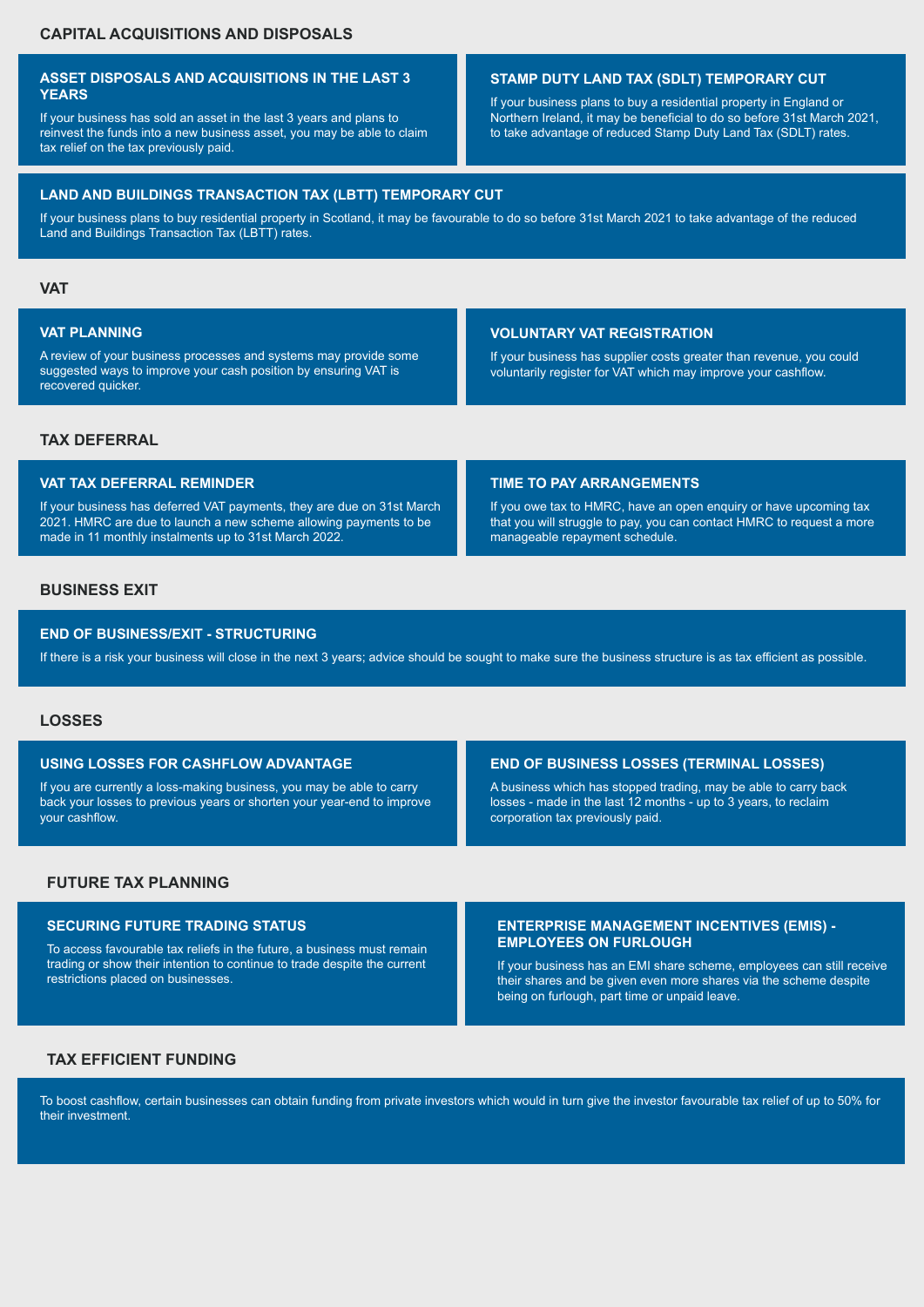## CAPITAL ACQUISITIONS AND DISPOSALS

### ASSET DISPOSALS AND ACQUISITIONS IN THE LAST 3 YEARS

If your business has sold an asset in the last 3 years and plans to reinvest the funds into a new business asset, you may be able to claim tax relief on the tax previously paid.

### STAMP DUTY LAND TAX (SDLT) TEMPORARY CUT

If your business plans to buy a residential property in England or Northern Ireland, it may be beneficial to do so before 31st March 2021, to take advantage of reduced Stamp Duty Land Tax (SDLT) rates.

### LAND AND BUILDINGS TRANSACTION TAX (LBTT) TEMPORARY CUT

If your business plans to buy residential property in Scotland, it may be favourable to do so before 31st March 2021 to take advantage of the reduced Land and Buildings Transaction Tax (LBTT) rates.

## VAT

### VAT PLANNING

A review of your business processes and systems may provide some suggested ways to improve your cash position by ensuring VAT is recovered quicker.

### VOLUNTARY VAT REGISTRATION

If your business has supplier costs greater than revenue, you could voluntarily register for VAT which may improve your cashflow.

## TAX DEFERRAL

### VAT TAX DEFERRAL REMINDER

If your business has deferred VAT payments, they are due on 31st March 2021. HMRC are due to launch a new scheme allowing payments to be made in 11 monthly instalments up to 31st March 2022.

### TIME TO PAY ARRANGEMENTS

If you owe tax to HMRC, have an open enquiry or have upcoming tax that you will struggle to pay, you can contact HMRC to request a more manageable repayment schedule.

## BUSINESS EXIT

### END OF BUSINESS/EXIT - STRUCTURING

If there is a risk your business will close in the next 3 years; advice should be sought to make sure the business structure is as tax efficient as possible.

## LOSSES

### USING LOSSES FOR CASHFLOW ADVANTAGE

If you are currently a loss-making business, you may be able to carry back your losses to previous years or shorten your year-end to improve your cashflow.

### END OF BUSINESS LOSSES (TERMINAL LOSSES)

A business which has stopped trading, may be able to carry back losses - made in the last 12 months - up to 3 years, to reclaim corporation tax previously paid.

## FUTURE TAX PLANNING

### SECURING FUTURE TRADING STATUS

To access favourable tax reliefs in the future, a business must remain trading or show their intention to continue to trade despite the current restrictions placed on businesses.

### ENTERPRISE MANAGEMENT INCENTIVES (EMIS) - EMPLOYEES ON FURLOUGH

If your business has an EMI share scheme, employees can still receive their shares and be given even more shares via the scheme despite being on furlough, part time or unpaid leave.

## TAX EFFICIENT FUNDING

To boost cashflow, certain businesses can obtain funding from private investors which would in turn give the investor favourable tax relief of up to 50% for their investment.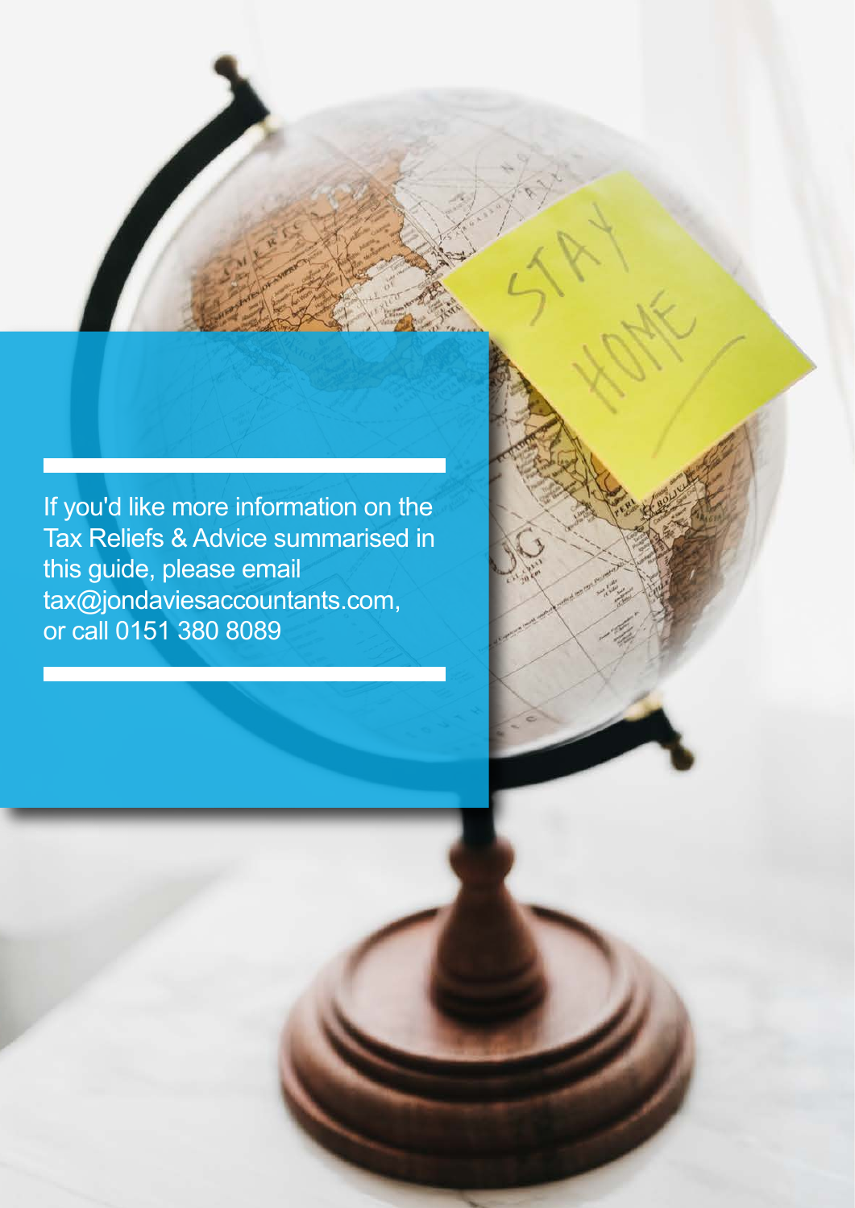If you'd like more information on the Tax Reliefs & Advice summarised in this guide, please email tax@jondaviesaccountants.com, or call 0151 380 8089